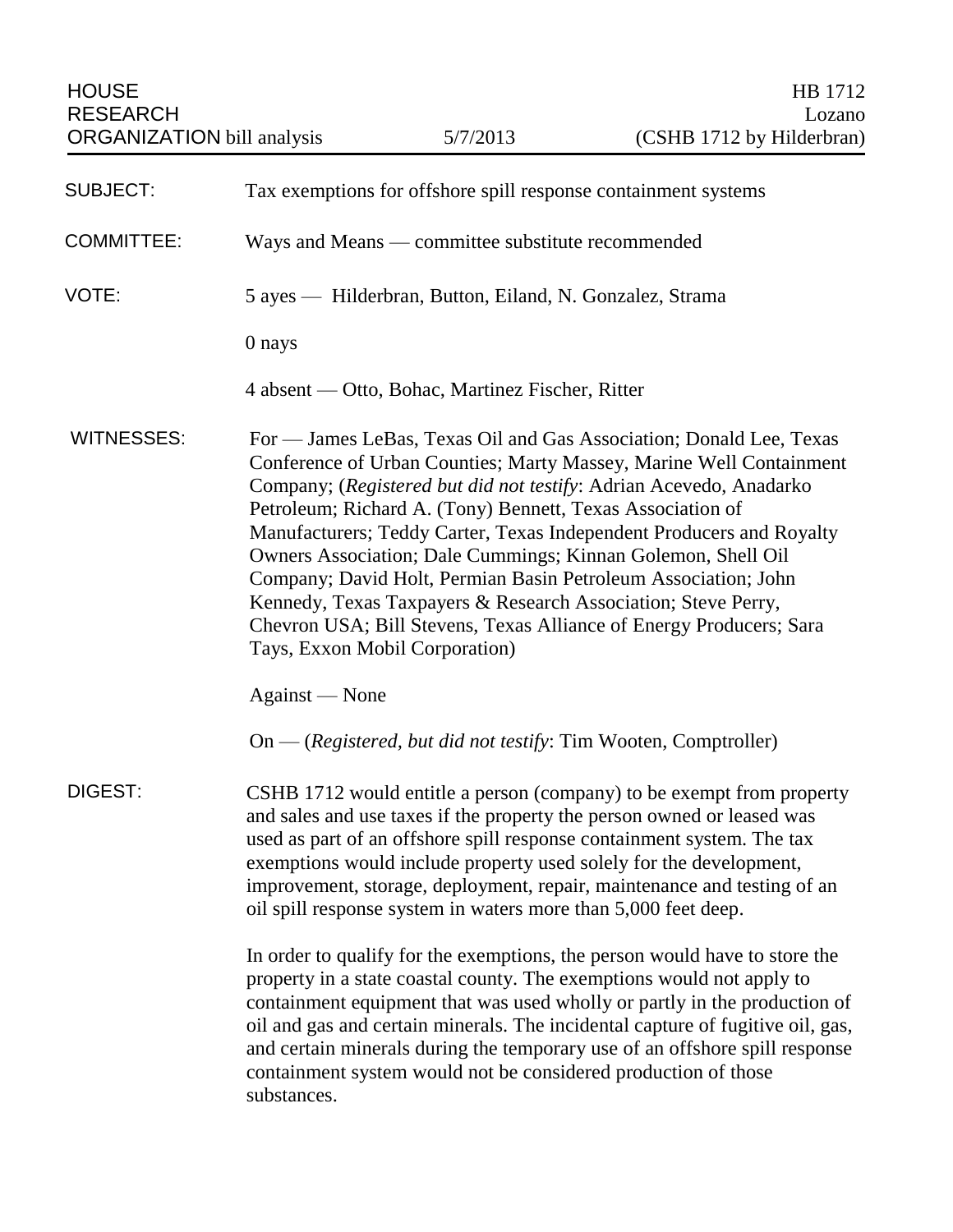HOUSE RESEARCH ORGANIZATION bill analysis | 5/7/2013 | HB 1712 Lozano (CSHB 1712 by Hilderbran)

**SUBJECT:** Tax exemptions for offshore spill response containment systems

**COMMITTEE:** Ways and Means — committee substitute recommended

**VOTE:** 5 ayes — Hilderbran, Button, Eiland, N. Gonzalez, Strama

0 nays

4 absent — Otto, Bohac, Martinez Fischer, Ritter

**WITNESSES:** For — James LeBas, Texas Oil and Gas Association; Donald Lee, Texas Conference of Urban Counties; Marty Massey, Marine Well Containment Company; (*Registered but did not testify*: Adrian Acevedo, Anadarko Petroleum; Richard A. (Tony) Bennett, Texas Association of Manufacturers; Teddy Carter, Texas Independent Producers and Royalty Owners Association; Dale Cummings; Kinnan Golemon, Shell Oil Company; David Holt, Permian Basin Petroleum Association; John Kennedy, Texas Taxpayers & Research Association; Steve Perry, Chevron USA; Bill Stevens, Texas Alliance of Energy Producers; Sara Tays, Exxon Mobil Corporation)

Against — None

On — (*Registered, but did not testify*: Tim Wooten, Comptroller)

**DIGEST:** CSHB 1712 would entitle a person (company) to be exempt from property and sales and use taxes if the property the person owned or leased was used as part of an offshore spill response containment system. The tax exemptions would include property used solely for the development, improvement, storage, deployment, repair, maintenance and testing of an oil spill response system in waters more than 5,000 feet deep.

In order to qualify for the exemptions, the person would have to store the property in a state coastal county. The exemptions would not apply to containment equipment that was used wholly or partly in the production of oil and gas and certain minerals. The incidental capture of fugitive oil, gas, and certain minerals during the temporary use of an offshore spill response containment system would not be considered production of those substances.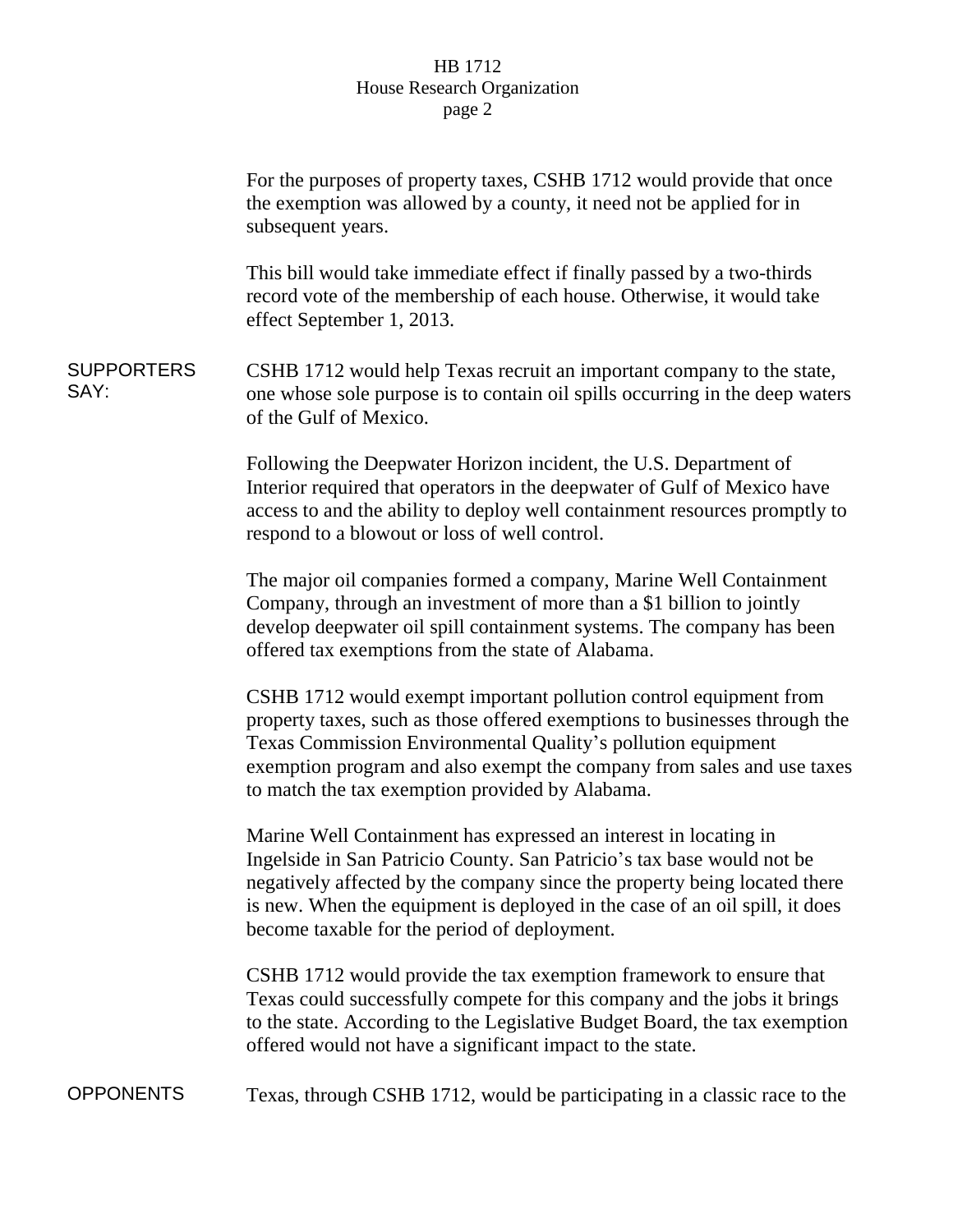For the purposes of property taxes, CSHB 1712 would provide that once the exemption was allowed by a county, it need not be applied for in subsequent years.

This bill would take immediate effect if finally passed by a two-thirds record vote of the membership of each house. Otherwise, it would take effect September 1, 2013.

**SUPPORTERS SAY:**

CSHB 1712 would help Texas recruit an important company to the state, one whose sole purpose is to contain oil spills occurring in the deep waters of the Gulf of Mexico.

Following the Deepwater Horizon incident, the U.S. Department of Interior required that operators in the deepwater of Gulf of Mexico have access to and the ability to deploy well containment resources promptly to respond to a blowout or loss of well control.

The major oil companies formed a company, Marine Well Containment Company, through an investment of more than a $1 billion to jointly develop deepwater oil spill containment systems. The company has been offered tax exemptions from the state of Alabama.

CSHB 1712 would exempt important pollution control equipment from property taxes, such as those offered exemptions to businesses through the Texas Commission Environmental Quality's pollution equipment exemption program and also exempt the company from sales and use taxes to match the tax exemption provided by Alabama.

Marine Well Containment has expressed an interest in locating in Ingelside in San Patricio County. San Patricio's tax base would not be negatively affected by the company since the property being located there is new. When the equipment is deployed in the case of an oil spill, it does become taxable for the period of deployment.

CSHB 1712 would provide the tax exemption framework to ensure that Texas could successfully compete for this company and the jobs it brings to the state. According to the Legislative Budget Board, the tax exemption offered would not have a significant impact to the state.

**OPPONENTS**

Texas, through CSHB 1712, would be participating in a classic race to the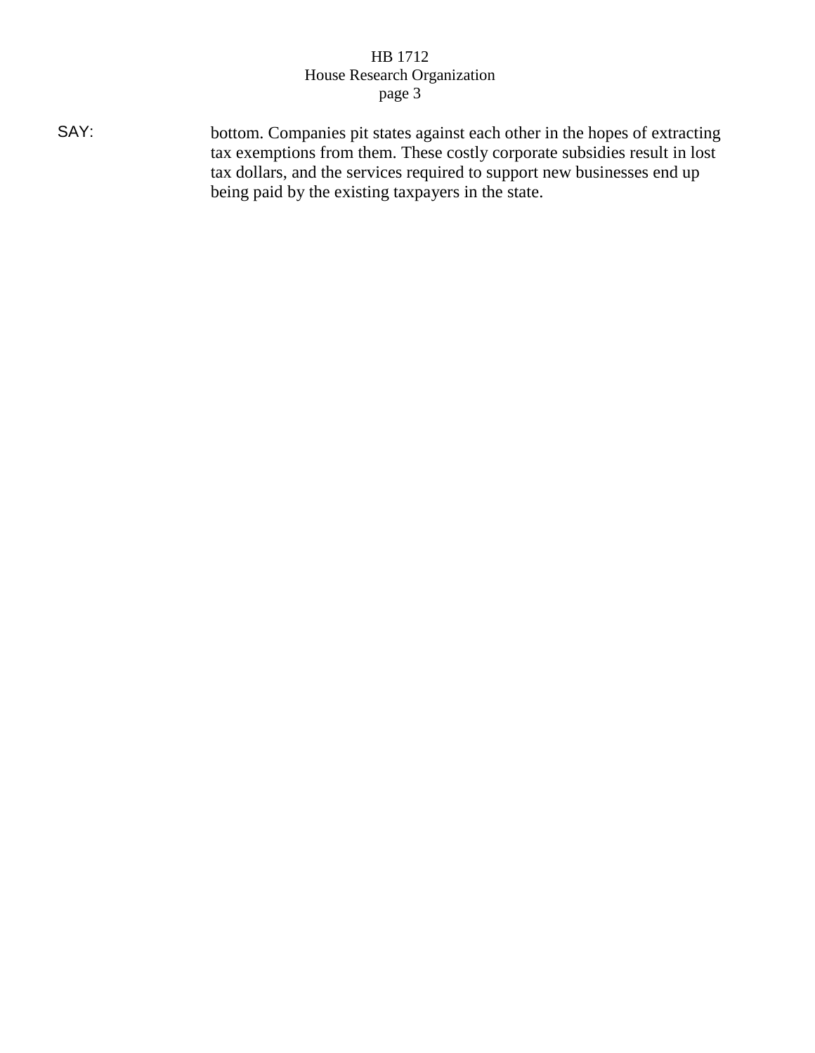SAY: bottom. Companies pit states against each other in the hopes of extracting tax exemptions from them. These costly corporate subsidies result in lost tax dollars, and the services required to support new businesses end up being paid by the existing taxpayers in the state.